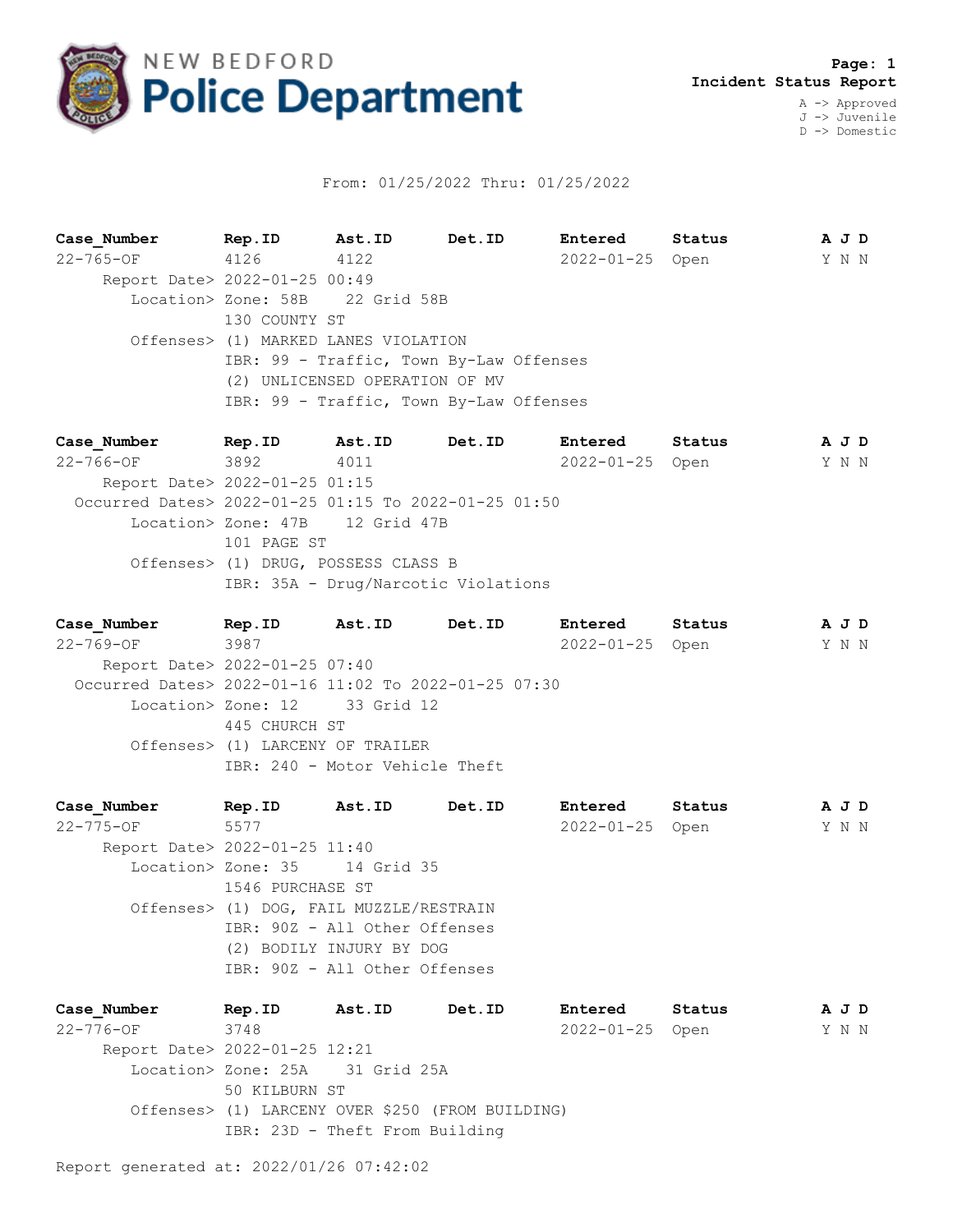NEW BEDFORD **Police Department**

**Page: 1**
**Incident Status Report**

A -> Approved
J -> Juvenile
D -> Domestic

From: 01/25/2022 Thru: 01/25/2022

| **Case_Number** | **Rep.ID** | **Ast.ID** | **Det.ID** | **Entered** | **Status** | **A J D** |
|---|---|---|---|---|---|---|
| 22-765-OF | 4126 | 4122 | | 2022-01-25 | Open | Y N N |

Report Date> 2022-01-25 00:49
Location> Zone: 58B 22 Grid 58B
130 COUNTY ST
Offenses> (1) MARKED LANES VIOLATION
IBR: 99 - Traffic, Town By-Law Offenses
(2) UNLICENSED OPERATION OF MV
IBR: 99 - Traffic, Town By-Law Offenses

| **Case_Number** | **Rep.ID** | **Ast.ID** | **Det.ID** | **Entered** | **Status** | **A J D** |
|---|---|---|---|---|---|---|
| 22-766-OF | 3892 | 4011 | | 2022-01-25 | Open | Y N N |

Report Date> 2022-01-25 01:15
Occurred Dates> 2022-01-25 01:15 To 2022-01-25 01:50
Location> Zone: 47B 12 Grid 47B
101 PAGE ST
Offenses> (1) DRUG, POSSESS CLASS B
IBR: 35A - Drug/Narcotic Violations

| **Case_Number** | **Rep.ID** | **Ast.ID** | **Det.ID** | **Entered** | **Status** | **A J D** |
|---|---|---|---|---|---|---|
| 22-769-OF | 3987 | | | 2022-01-25 | Open | Y N N |

Report Date> 2022-01-25 07:40
Occurred Dates> 2022-01-16 11:02 To 2022-01-25 07:30
Location> Zone: 12 33 Grid 12
445 CHURCH ST
Offenses> (1) LARCENY OF TRAILER
IBR: 240 - Motor Vehicle Theft

| **Case_Number** | **Rep.ID** | **Ast.ID** | **Det.ID** | **Entered** | **Status** | **A J D** |
|---|---|---|---|---|---|---|
| 22-775-OF | 5577 | | | 2022-01-25 | Open | Y N N |

Report Date> 2022-01-25 11:40
Location> Zone: 35 14 Grid 35
1546 PURCHASE ST
Offenses> (1) DOG, FAIL MUZZLE/RESTRAIN
IBR: 90Z - All Other Offenses
(2) BODILY INJURY BY DOG
IBR: 90Z - All Other Offenses

| **Case_Number** | **Rep.ID** | **Ast.ID** | **Det.ID** | **Entered** | **Status** | **A J D** |
|---|---|---|---|---|---|---|
| 22-776-OF | 3748 | | | 2022-01-25 | Open | Y N N |

Report Date> 2022-01-25 12:21
Location> Zone: 25A 31 Grid 25A
50 KILBURN ST
Offenses> (1) LARCENY OVER $250 (FROM BUILDING)
IBR: 23D - Theft From Building

Report generated at: 2022/01/26 07:42:02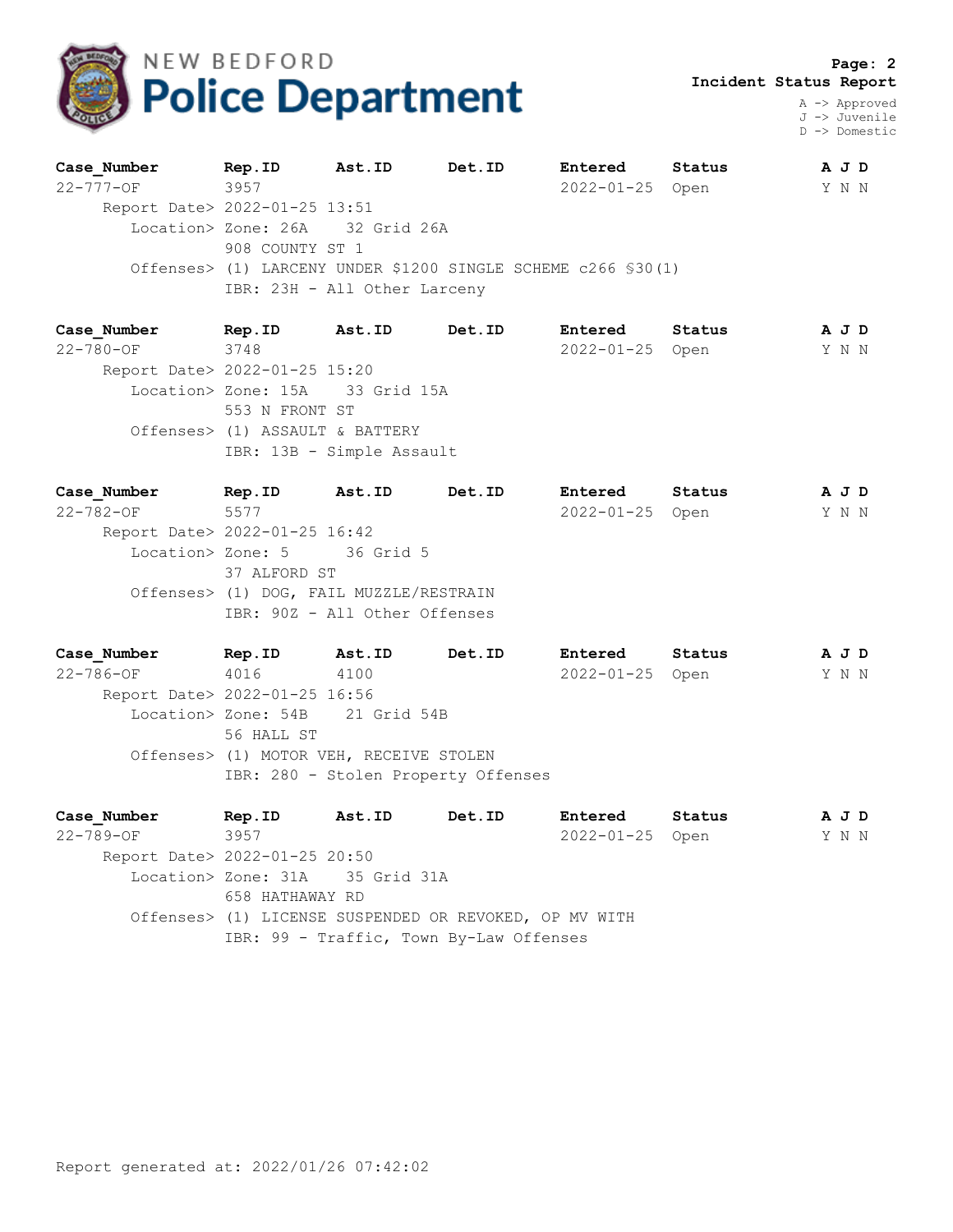NEW BEDFORD **Police Department**

**Incident Status Report**

A -> Approved
J -> Juvenile
D -> Domestic

| Case_Number | Rep.ID | Ast.ID | Det.ID | Entered | Status | A J D |
|---|---|---|---|---|---|---|
| 22-777-OF | 3957 | | | 2022-01-25 | Open | Y N N |

Report Date> 2022-01-25 13:51
Location> Zone: 26A 32 Grid 26A
908 COUNTY ST 1
Offenses> (1) LARCENY UNDER $1200 SINGLE SCHEME c266 §30(1)
IBR: 23H - All Other Larceny

| Case_Number | Rep.ID | Ast.ID | Det.ID | Entered | Status | A J D |
|---|---|---|---|---|---|---|
| 22-780-OF | 3748 | | | 2022-01-25 | Open | Y N N |

Report Date> 2022-01-25 15:20
Location> Zone: 15A 33 Grid 15A
553 N FRONT ST
Offenses> (1) ASSAULT & BATTERY
IBR: 13B - Simple Assault

| Case_Number | Rep.ID | Ast.ID | Det.ID | Entered | Status | A J D |
|---|---|---|---|---|---|---|
| 22-782-OF | 5577 | | | 2022-01-25 | Open | Y N N |

Report Date> 2022-01-25 16:42
Location> Zone: 5 36 Grid 5
37 ALFORD ST
Offenses> (1) DOG, FAIL MUZZLE/RESTRAIN
IBR: 90Z - All Other Offenses

| Case_Number | Rep.ID | Ast.ID | Det.ID | Entered | Status | A J D |
|---|---|---|---|---|---|---|
| 22-786-OF | 4016 | 4100 | | 2022-01-25 | Open | Y N N |

Report Date> 2022-01-25 16:56
Location> Zone: 54B 21 Grid 54B
56 HALL ST
Offenses> (1) MOTOR VEH, RECEIVE STOLEN
IBR: 280 - Stolen Property Offenses

| Case_Number | Rep.ID | Ast.ID | Det.ID | Entered | Status | A J D |
|---|---|---|---|---|---|---|
| 22-789-OF | 3957 | | | 2022-01-25 | Open | Y N N |

Report Date> 2022-01-25 20:50
Location> Zone: 31A 35 Grid 31A
658 HATHAWAY RD
Offenses> (1) LICENSE SUSPENDED OR REVOKED, OP MV WITH
IBR: 99 - Traffic, Town By-Law Offenses

Report generated at: 2022/01/26 07:42:02